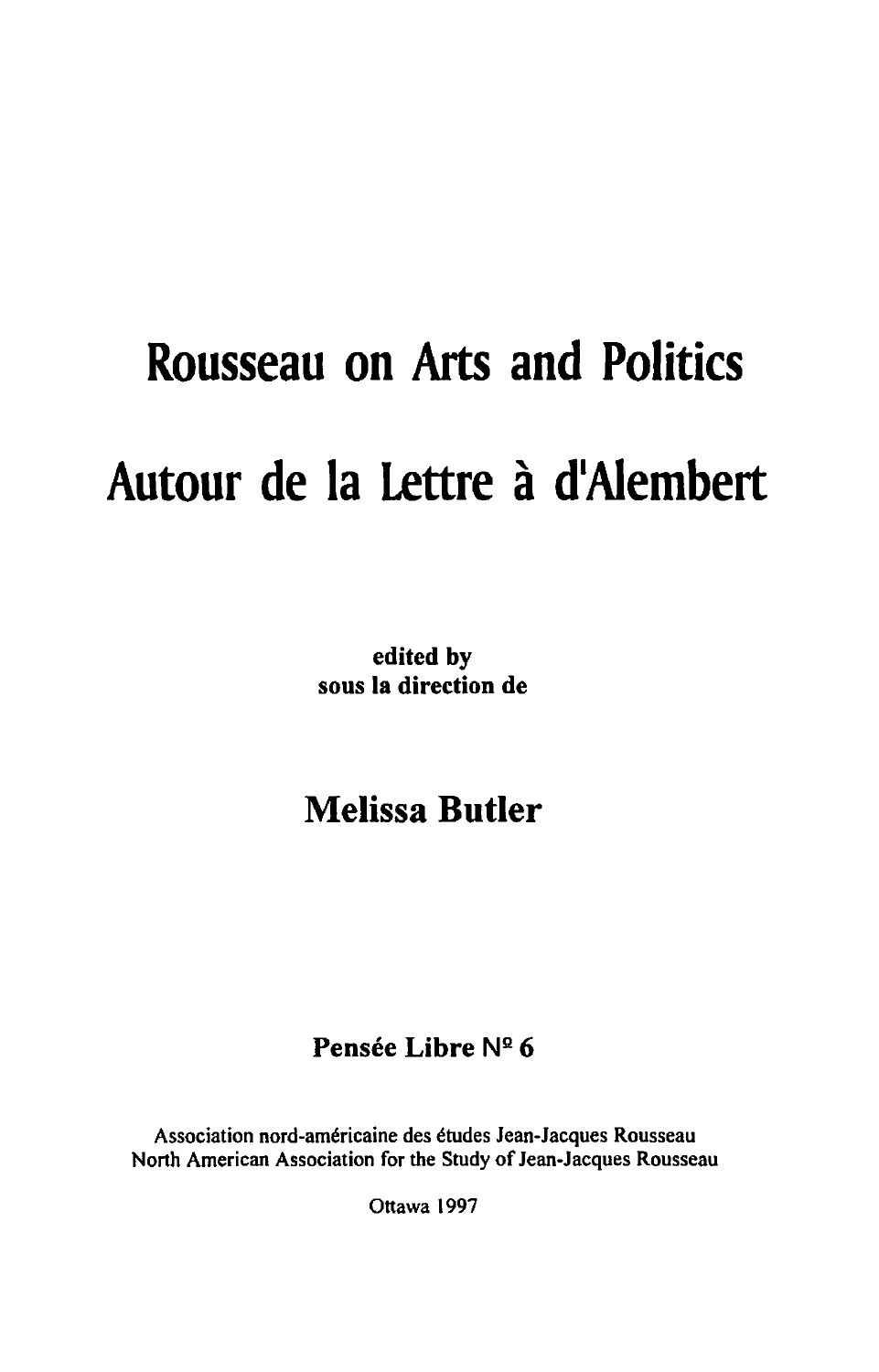# Rousseau on Arts and Politics

# Autour de la Lettre à d'Alembert

**edited by**
**sous la direction de**

## Melissa Butler

**Pensée Libre N° 6**

Association nord-américaine des études Jean-Jacques Rousseau
North American Association for the Study of Jean-Jacques Rousseau

Ottawa 1997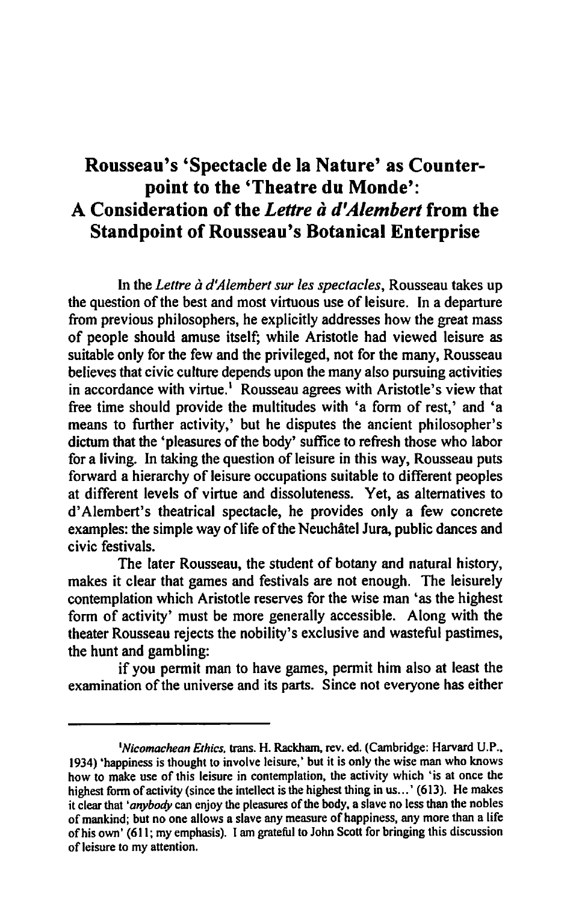# Rousseau's 'Spectacle de la Nature' as Counterpoint to the 'Theatre du Monde': A Consideration of the *Lettre à d'Alembert* from the Standpoint of Rousseau's Botanical Enterprise

In the *Lettre à d'Alembert sur les spectacles*, Rousseau takes up the question of the best and most virtuous use of leisure. In a departure from previous philosophers, he explicitly addresses how the great mass of people should amuse itself; while Aristotle had viewed leisure as suitable only for the few and the privileged, not for the many, Rousseau believes that civic culture depends upon the many also pursuing activities in accordance with virtue.[1] Rousseau agrees with Aristotle's view that free time should provide the multitudes with 'a form of rest,' and 'a means to further activity,' but he disputes the ancient philosopher's dictum that the 'pleasures of the body' suffice to refresh those who labor for a living. In taking the question of leisure in this way, Rousseau puts forward a hierarchy of leisure occupations suitable to different peoples at different levels of virtue and dissoluteness. Yet, as alternatives to d'Alembert's theatrical spectacle, he provides only a few concrete examples: the simple way of life of the Neuchâtel Jura, public dances and civic festivals.

The later Rousseau, the student of botany and natural history, makes it clear that games and festivals are not enough. The leisurely contemplation which Aristotle reserves for the wise man 'as the highest form of activity' must be more generally accessible. Along with the theater Rousseau rejects the nobility's exclusive and wasteful pastimes, the hunt and gambling:

if you permit man to have games, permit him also at least the examination of the universe and its parts. Since not everyone has either

---

[1] *Nicomachean Ethics*, trans. H. Rackham, rev. ed. (Cambridge: Harvard U.P., 1934) 'happiness is thought to involve leisure,' but it is only the wise man who knows how to make use of this leisure in contemplation, the activity which 'is at once the highest form of activity (since the intellect is the highest thing in us...' (613). He makes it clear that '*anybody* can enjoy the pleasures of the body, a slave no less than the nobles of mankind; but no one allows a slave any measure of happiness, any more than a life of his own' (611; my emphasis). I am grateful to John Scott for bringing this discussion of leisure to my attention.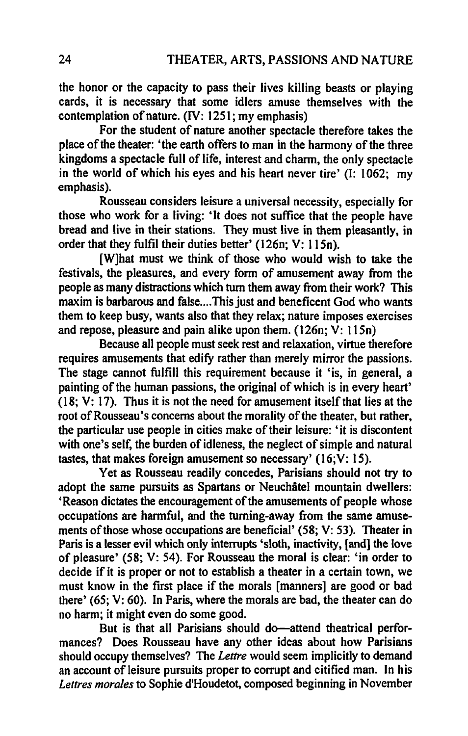the honor or the capacity to pass their lives killing beasts or playing cards, it is necessary that some idlers amuse themselves with the contemplation of nature. (IV: 1251; my emphasis)

For the student of nature another spectacle therefore takes the place of the theater: 'the earth offers to man in the harmony of the three kingdoms a spectacle full of life, interest and charm, the only spectacle in the world of which his eyes and his heart never tire' (I: 1062; my emphasis).

Rousseau considers leisure a universal necessity, especially for those who work for a living: 'It does not suffice that the people have bread and live in their stations. They must live in them pleasantly, in order that they fulfil their duties better' (126n; V: 115n).

> [W]hat must we think of those who would wish to take the festivals, the pleasures, and every form of amusement away from the people as many distractions which turn them away from their work? This maxim is barbarous and false....This just and beneficent God who wants them to keep busy, wants also that they relax; nature imposes exercises and repose, pleasure and pain alike upon them. (126n; V: 115n)

Because all people must seek rest and relaxation, virtue therefore requires amusements that edify rather than merely mirror the passions. The stage cannot fulfill this requirement because it 'is, in general, a painting of the human passions, the original of which is in every heart' (18; V: 17). Thus it is not the need for amusement itself that lies at the root of Rousseau's concerns about the morality of the theater, but rather, the particular use people in cities make of their leisure: 'it is discontent with one's self, the burden of idleness, the neglect of simple and natural tastes, that makes foreign amusement so necessary' (16;V: 15).

Yet as Rousseau readily concedes, Parisians should not try to adopt the same pursuits as Spartans or Neuchâtel mountain dwellers: 'Reason dictates the encouragement of the amusements of people whose occupations are harmful, and the turning-away from the same amusements of those whose occupations are beneficial' (58; V: 53). Theater in Paris is a lesser evil which only interrupts 'sloth, inactivity, [and] the love of pleasure' (58; V: 54). For Rousseau the moral is clear: 'in order to decide if it is proper or not to establish a theater in a certain town, we must know in the first place if the morals [manners] are good or bad there' (65; V: 60). In Paris, where the morals are bad, the theater can do no harm; it might even do some good.

But is that all Parisians should do—attend theatrical performances? Does Rousseau have any other ideas about how Parisians should occupy themselves? The *Lettre* would seem implicitly to demand an account of leisure pursuits proper to corrupt and citified man. In his *Lettres morales* to Sophie d'Houdetot, composed beginning in November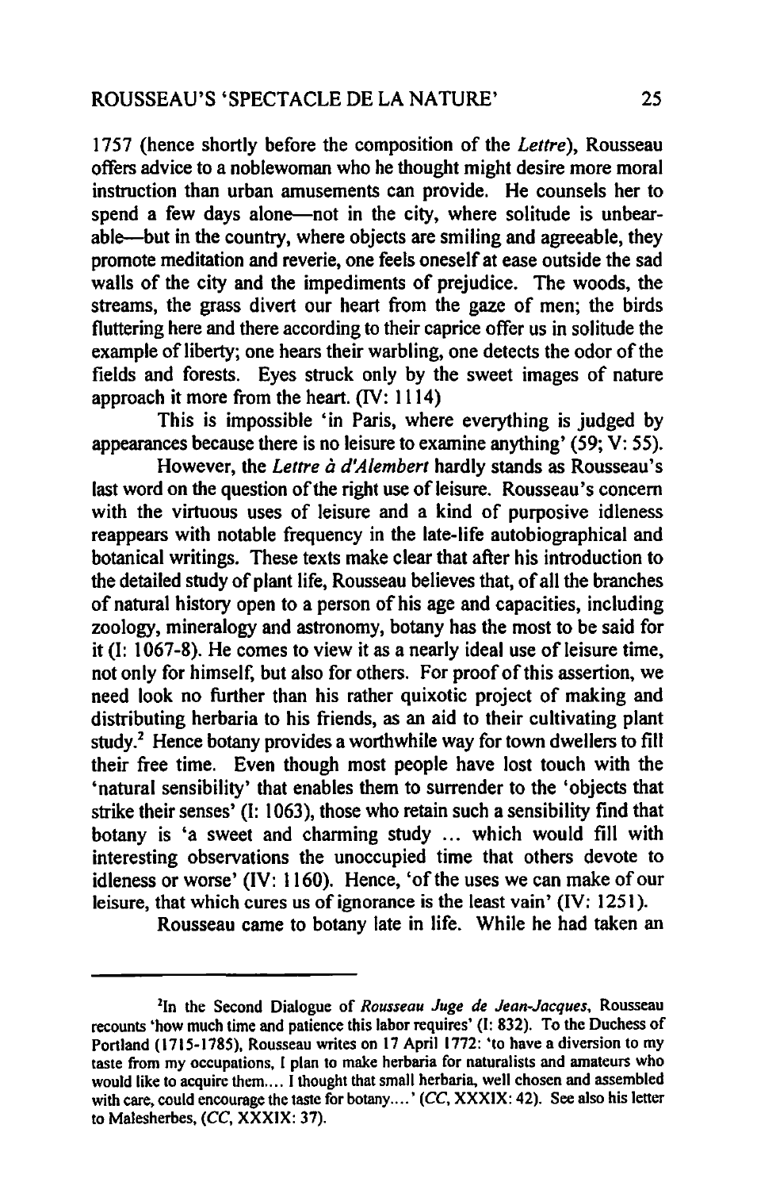1757 (hence shortly before the composition of the *Lettre*), Rousseau offers advice to a noblewoman who he thought might desire more moral instruction than urban amusements can provide. He counsels her to spend a few days alone—not in the city, where solitude is unbearable—but in the country, where objects are smiling and agreeable, they promote meditation and reverie, one feels oneself at ease outside the sad walls of the city and the impediments of prejudice. The woods, the streams, the grass divert our heart from the gaze of men; the birds fluttering here and there according to their caprice offer us in solitude the example of liberty; one hears their warbling, one detects the odor of the fields and forests. Eyes struck only by the sweet images of nature approach it more from the heart. (IV: 1114)

This is impossible 'in Paris, where everything is judged by appearances because there is no leisure to examine anything' (59; V: 55).

However, the *Lettre à d'Alembert* hardly stands as Rousseau's last word on the question of the right use of leisure. Rousseau's concern with the virtuous uses of leisure and a kind of purposive idleness reappears with notable frequency in the late-life autobiographical and botanical writings. These texts make clear that after his introduction to the detailed study of plant life, Rousseau believes that, of all the branches of natural history open to a person of his age and capacities, including zoology, mineralogy and astronomy, botany has the most to be said for it (I: 1067-8). He comes to view it as a nearly ideal use of leisure time, not only for himself, but also for others. For proof of this assertion, we need look no further than his rather quixotic project of making and distributing herbaria to his friends, as an aid to their cultivating plant study.[2] Hence botany provides a worthwhile way for town dwellers to fill their free time. Even though most people have lost touch with the 'natural sensibility' that enables them to surrender to the 'objects that strike their senses' (I: 1063), those who retain such a sensibility find that botany is 'a sweet and charming study ... which would fill with interesting observations the unoccupied time that others devote to idleness or worse' (IV: 1160). Hence, 'of the uses we can make of our leisure, that which cures us of ignorance is the least vain' (IV: 1251).

Rousseau came to botany late in life. While he had taken an

---

[2]In the Second Dialogue of *Rousseau Juge de Jean-Jacques*, Rousseau recounts 'how much time and patience this labor requires' (I: 832). To the Duchess of Portland (1715-1785), Rousseau writes on 17 April 1772: 'to have a diversion to my taste from my occupations, I plan to make herbaria for naturalists and amateurs who would like to acquire them.... I thought that small herbaria, well chosen and assembled with care, could encourage the taste for botany....' (*CC*, XXXIX: 42). See also his letter to Malesherbes, (*CC*, XXXIX: 37).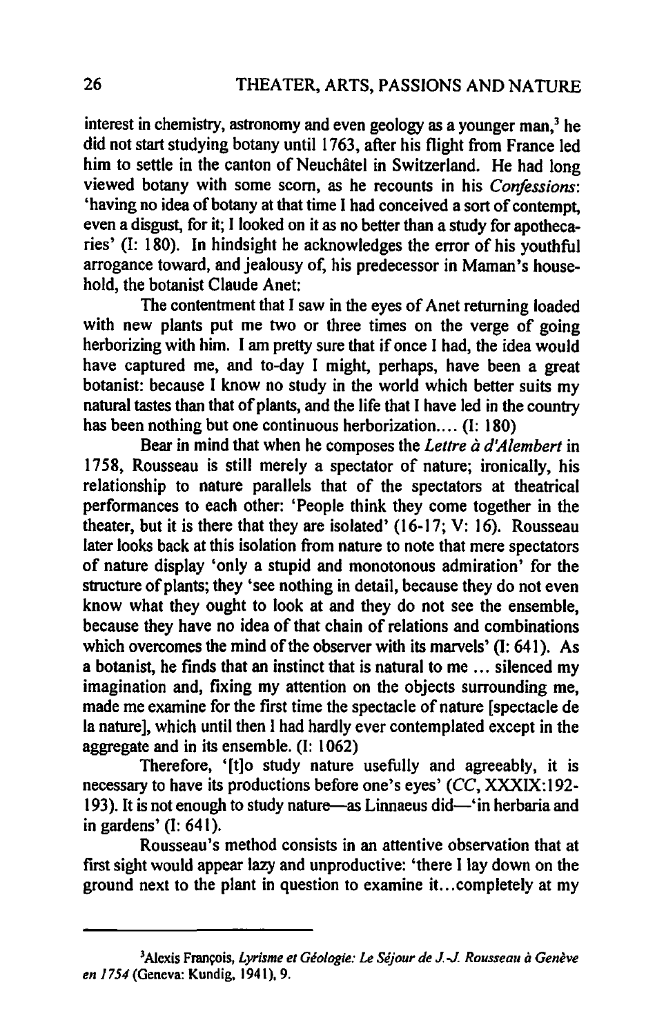interest in chemistry, astronomy and even geology as a younger man,[3] he did not start studying botany until 1763, after his flight from France led him to settle in the canton of Neuchâtel in Switzerland. He had long viewed botany with some scorn, as he recounts in his *Confessions*: 'having no idea of botany at that time I had conceived a sort of contempt, even a disgust, for it; I looked on it as no better than a study for apothecaries' (I: 180). In hindsight he acknowledges the error of his youthful arrogance toward, and jealousy of, his predecessor in Maman's household, the botanist Claude Anet:

The contentment that I saw in the eyes of Anet returning loaded with new plants put me two or three times on the verge of going herborizing with him. I am pretty sure that if once I had, the idea would have captured me, and to-day I might, perhaps, have been a great botanist: because I know no study in the world which better suits my natural tastes than that of plants, and the life that I have led in the country has been nothing but one continuous herborization.... (I: 180)

Bear in mind that when he composes the *Lettre à d'Alembert* in 1758, Rousseau is still merely a spectator of nature; ironically, his relationship to nature parallels that of the spectators at theatrical performances to each other: 'People think they come together in the theater, but it is there that they are isolated' (16-17; V: 16). Rousseau later looks back at this isolation from nature to note that mere spectators of nature display 'only a stupid and monotonous admiration' for the structure of plants; they 'see nothing in detail, because they do not even know what they ought to look at and they do not see the ensemble, because they have no idea of that chain of relations and combinations which overcomes the mind of the observer with its marvels' (I: 641). As a botanist, he finds that an instinct that is natural to me ... silenced my imagination and, fixing my attention on the objects surrounding me, made me examine for the first time the spectacle of nature [spectacle de la nature], which until then I had hardly ever contemplated except in the aggregate and in its ensemble. (I: 1062)

Therefore, '[t]o study nature usefully and agreeably, it is necessary to have its productions before one's eyes' (*CC*, XXXIX:192-193). It is not enough to study nature—as Linnaeus did—'in herbaria and in gardens' (I: 641).

Rousseau's method consists in an attentive observation that at first sight would appear lazy and unproductive: 'there I lay down on the ground next to the plant in question to examine it...completely at my

---

[3] Alexis François, *Lyrisme et Géologie: Le Séjour de J.-J. Rousseau à Genève en 1754* (Geneva: Kundig, 1941), 9.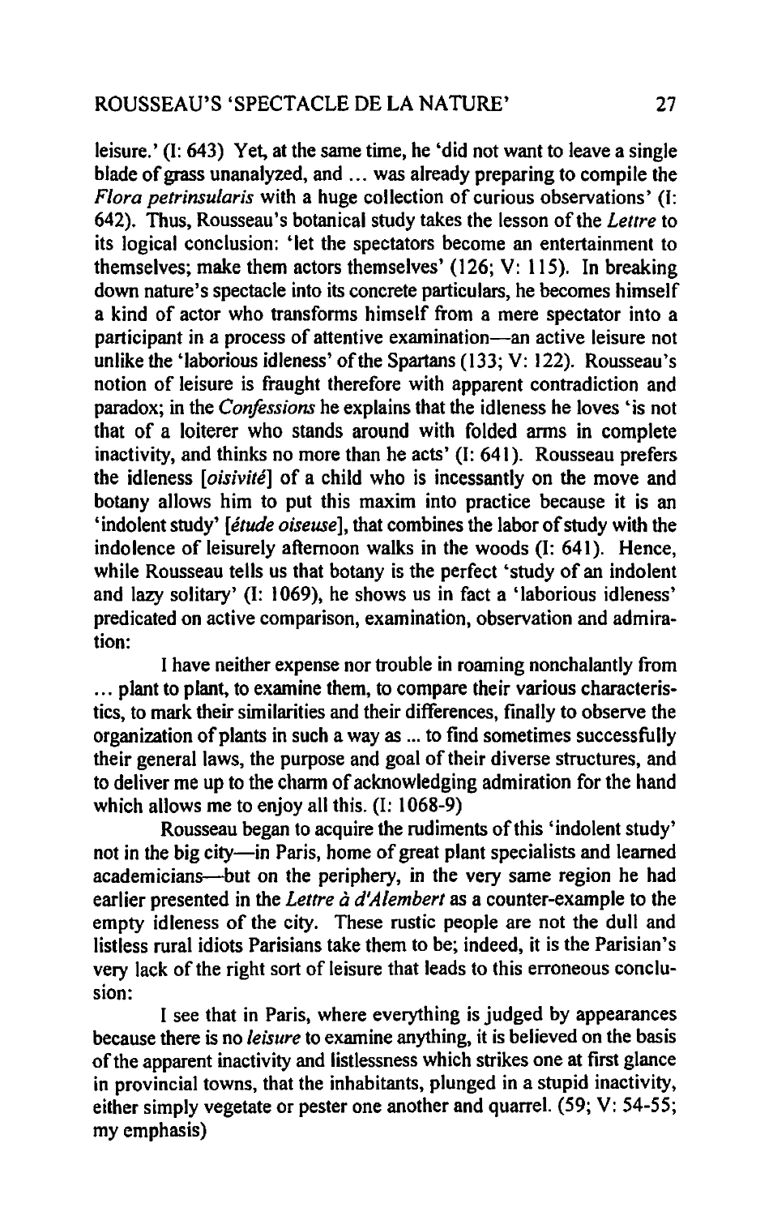leisure.' (I: 643) Yet, at the same time, he 'did not want to leave a single blade of grass unanalyzed, and ... was already preparing to compile the *Flora petrinsularis* with a huge collection of curious observations' (I: 642). Thus, Rousseau's botanical study takes the lesson of the *Lettre* to its logical conclusion: 'let the spectators become an entertainment to themselves; make them actors themselves' (126; V: 115). In breaking down nature's spectacle into its concrete particulars, he becomes himself a kind of actor who transforms himself from a mere spectator into a participant in a process of attentive examination—an active leisure not unlike the 'laborious idleness' of the Spartans (133; V: 122). Rousseau's notion of leisure is fraught therefore with apparent contradiction and paradox; in the *Confessions* he explains that the idleness he loves 'is not that of a loiterer who stands around with folded arms in complete inactivity, and thinks no more than he acts' (I: 641). Rousseau prefers the idleness [*oisivité*] of a child who is incessantly on the move and botany allows him to put this maxim into practice because it is an 'indolent study' [*étude oiseuse*], that combines the labor of study with the indolence of leisurely afternoon walks in the woods (I: 641). Hence, while Rousseau tells us that botany is the perfect 'study of an indolent and lazy solitary' (I: 1069), he shows us in fact a 'laborious idleness' predicated on active comparison, examination, observation and admiration:

> I have neither expense nor trouble in roaming nonchalantly from ... plant to plant, to examine them, to compare their various characteristics, to mark their similarities and their differences, finally to observe the organization of plants in such a way as ... to find sometimes successfully their general laws, the purpose and goal of their diverse structures, and to deliver me up to the charm of acknowledging admiration for the hand which allows me to enjoy all this. (I: 1068-9)

Rousseau began to acquire the rudiments of this 'indolent study' not in the big city—in Paris, home of great plant specialists and learned academicians—but on the periphery, in the very same region he had earlier presented in the *Lettre à d'Alembert* as a counter-example to the empty idleness of the city. These rustic people are not the dull and listless rural idiots Parisians take them to be; indeed, it is the Parisian's very lack of the right sort of leisure that leads to this erroneous conclusion:

> I see that in Paris, where everything is judged by appearances because there is no *leisure* to examine anything, it is believed on the basis of the apparent inactivity and listlessness which strikes one at first glance in provincial towns, that the inhabitants, plunged in a stupid inactivity, either simply vegetate or pester one another and quarrel. (59; V: 54-55; my emphasis)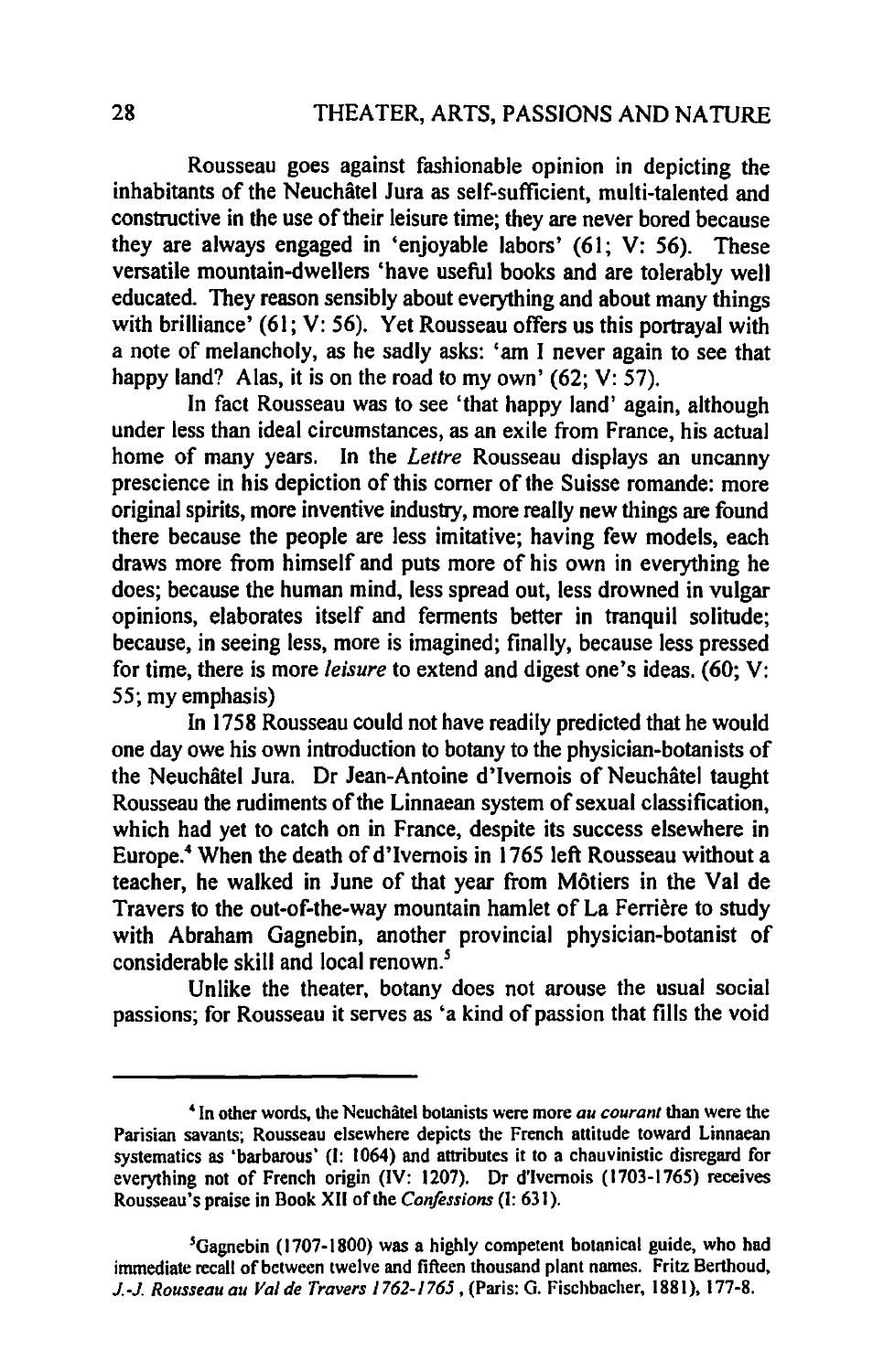Rousseau goes against fashionable opinion in depicting the inhabitants of the Neuchâtel Jura as self-sufficient, multi-talented and constructive in the use of their leisure time; they are never bored because they are always engaged in 'enjoyable labors' (61; V: 56). These versatile mountain-dwellers 'have useful books and are tolerably well educated. They reason sensibly about everything and about many things with brilliance' (61; V: 56). Yet Rousseau offers us this portrayal with a note of melancholy, as he sadly asks: 'am I never again to see that happy land? Alas, it is on the road to my own' (62; V: 57).

In fact Rousseau was to see 'that happy land' again, although under less than ideal circumstances, as an exile from France, his actual home of many years. In the *Lettre* Rousseau displays an uncanny prescience in his depiction of this corner of the Suisse romande: more original spirits, more inventive industry, more really new things are found there because the people are less imitative; having few models, each draws more from himself and puts more of his own in everything he does; because the human mind, less spread out, less drowned in vulgar opinions, elaborates itself and ferments better in tranquil solitude; because, in seeing less, more is imagined; finally, because less pressed for time, there is more *leisure* to extend and digest one's ideas. (60; V: 55; my emphasis)

In 1758 Rousseau could not have readily predicted that he would one day owe his own introduction to botany to the physician-botanists of the Neuchâtel Jura. Dr Jean-Antoine d'Ivernois of Neuchâtel taught Rousseau the rudiments of the Linnaean system of sexual classification, which had yet to catch on in France, despite its success elsewhere in Europe.[4] When the death of d'Ivernois in 1765 left Rousseau without a teacher, he walked in June of that year from Môtiers in the Val de Travers to the out-of-the-way mountain hamlet of La Ferrière to study with Abraham Gagnebin, another provincial physician-botanist of considerable skill and local renown.[5]

Unlike the theater, botany does not arouse the usual social passions; for Rousseau it serves as 'a kind of passion that fills the void

---

[4] In other words, the Neuchâtel botanists were more *au courant* than were the Parisian savants; Rousseau elsewhere depicts the French attitude toward Linnaean systematics as 'barbarous' (I: 1064) and attributes it to a chauvinistic disregard for everything not of French origin (IV: 1207). Dr d'Ivernois (1703-1765) receives Rousseau's praise in Book XII of the *Confessions* (I: 631).

[5] Gagnebin (1707-1800) was a highly competent botanical guide, who had immediate recall of between twelve and fifteen thousand plant names. Fritz Berthoud, *J.-J. Rousseau au Val de Travers 1762-1765*, (Paris: G. Fischbacher, 1881), 177-8.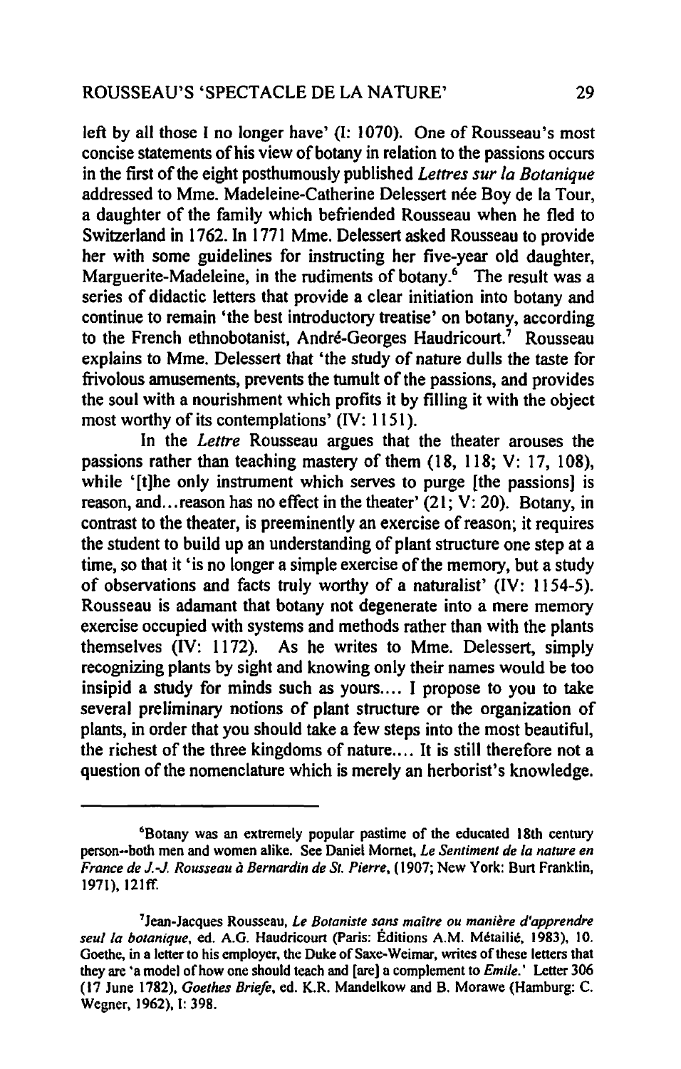left by all those I no longer have' (I: 1070). One of Rousseau's most concise statements of his view of botany in relation to the passions occurs in the first of the eight posthumously published *Lettres sur la Botanique* addressed to Mme. Madeleine-Catherine Delessert née Boy de la Tour, a daughter of the family which befriended Rousseau when he fled to Switzerland in 1762. In 1771 Mme. Delessert asked Rousseau to provide her with some guidelines for instructing her five-year old daughter, Marguerite-Madeleine, in the rudiments of botany.[6] The result was a series of didactic letters that provide a clear initiation into botany and continue to remain 'the best introductory treatise' on botany, according to the French ethnobotanist, André-Georges Haudricourt.[7] Rousseau explains to Mme. Delessert that 'the study of nature dulls the taste for frivolous amusements, prevents the tumult of the passions, and provides the soul with a nourishment which profits it by filling it with the object most worthy of its contemplations' (IV: 1151).

In the *Lettre* Rousseau argues that the theater arouses the passions rather than teaching mastery of them (18, 118; V: 17, 108), while '[t]he only instrument which serves to purge [the passions] is reason, and...reason has no effect in the theater' (21; V: 20). Botany, in contrast to the theater, is preeminently an exercise of reason; it requires the student to build up an understanding of plant structure one step at a time, so that it 'is no longer a simple exercise of the memory, but a study of observations and facts truly worthy of a naturalist' (IV: 1154-5). Rousseau is adamant that botany not degenerate into a mere memory exercise occupied with systems and methods rather than with the plants themselves (IV: 1172). As he writes to Mme. Delessert, simply recognizing plants by sight and knowing only their names would be too insipid a study for minds such as yours.... I propose to you to take several preliminary notions of plant structure or the organization of plants, in order that you should take a few steps into the most beautiful, the richest of the three kingdoms of nature.... It is still therefore not a question of the nomenclature which is merely an herborist's knowledge.

---

[6] Botany was an extremely popular pastime of the educated 18th century person--both men and women alike. See Daniel Mornet, *Le Sentiment de la nature en France de J.-J. Rousseau à Bernardin de St. Pierre*, (1907; New York: Burt Franklin, 1971), 121ff.

[7] Jean-Jacques Rousseau, *Le Botaniste sans maître ou manière d'apprendre seul la botanique*, ed. A.G. Haudricourt (Paris: Éditions A.M. Métailié, 1983), 10. Goethe, in a letter to his employer, the Duke of Saxe-Weimar, writes of these letters that they are 'a model of how one should teach and [are] a complement to *Emile*.' Letter 306 (17 June 1782), *Goethes Briefe*, ed. K.R. Mandelkow and B. Morawe (Hamburg: C. Wegner, 1962), I: 398.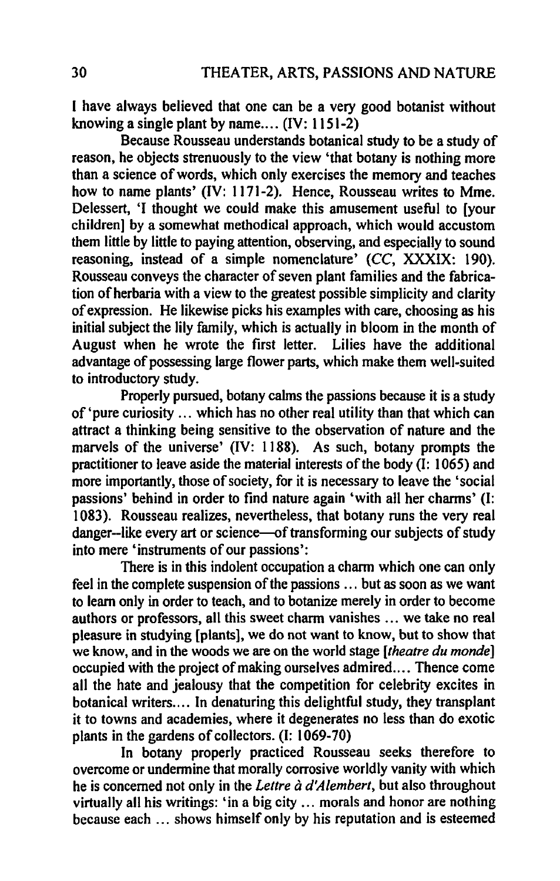I have always believed that one can be a very good botanist without knowing a single plant by name.... (IV: 1151-2)

Because Rousseau understands botanical study to be a study of reason, he objects strenuously to the view 'that botany is nothing more than a science of words, which only exercises the memory and teaches how to name plants' (IV: 1171-2). Hence, Rousseau writes to Mme. Delessert, 'I thought we could make this amusement useful to [your children] by a somewhat methodical approach, which would accustom them little by little to paying attention, observing, and especially to sound reasoning, instead of a simple nomenclature' (*CC*, XXXIX: 190). Rousseau conveys the character of seven plant families and the fabrication of herbaria with a view to the greatest possible simplicity and clarity of expression. He likewise picks his examples with care, choosing as his initial subject the lily family, which is actually in bloom in the month of August when he wrote the first letter. Lilies have the additional advantage of possessing large flower parts, which make them well-suited to introductory study.

Properly pursued, botany calms the passions because it is a study of 'pure curiosity ... which has no other real utility than that which can attract a thinking being sensitive to the observation of nature and the marvels of the universe' (IV: 1188). As such, botany prompts the practitioner to leave aside the material interests of the body (I: 1065) and more importantly, those of society, for it is necessary to leave the 'social passions' behind in order to find nature again 'with all her charms' (I: 1083). Rousseau realizes, nevertheless, that botany runs the very real danger--like every art or science—of transforming our subjects of study into mere 'instruments of our passions':

There is in this indolent occupation a charm which one can only feel in the complete suspension of the passions ... but as soon as we want to learn only in order to teach, and to botanize merely in order to become authors or professors, all this sweet charm vanishes ... we take no real pleasure in studying [plants], we do not want to know, but to show that we know, and in the woods we are on the world stage [*theatre du monde*] occupied with the project of making ourselves admired.... Thence come all the hate and jealousy that the competition for celebrity excites in botanical writers.... In denaturing this delightful study, they transplant it to towns and academies, where it degenerates no less than do exotic plants in the gardens of collectors. (I: 1069-70)

In botany properly practiced Rousseau seeks therefore to overcome or undermine that morally corrosive worldly vanity with which he is concerned not only in the *Lettre à d'Alembert*, but also throughout virtually all his writings: 'in a big city ... morals and honor are nothing because each ... shows himself only by his reputation and is esteemed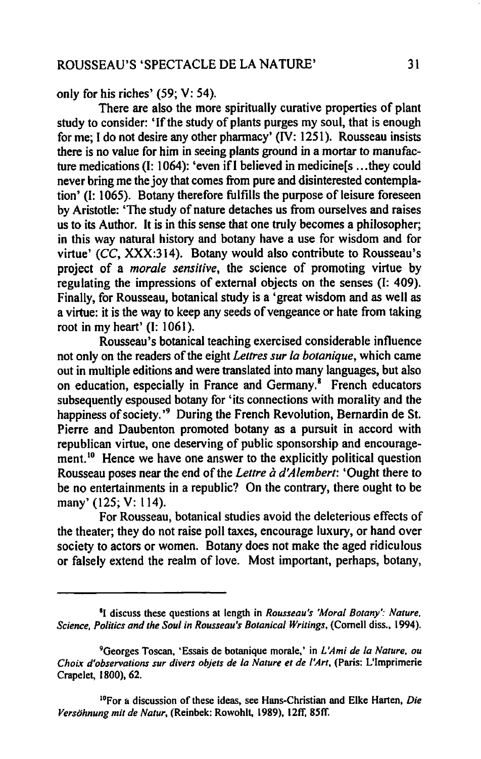only for his riches' (59; V: 54).

There are also the more spiritually curative properties of plant study to consider: 'If the study of plants purges my soul, that is enough for me; I do not desire any other pharmacy' (IV: 1251). Rousseau insists there is no value for him in seeing plants ground in a mortar to manufacture medications (I: 1064): 'even if I believed in medicine[s ...they could never bring me the joy that comes from pure and disinterested contemplation' (I: 1065). Botany therefore fulfills the purpose of leisure foreseen by Aristotle: 'The study of nature detaches us from ourselves and raises us to its Author. It is in this sense that one truly becomes a philosopher; in this way natural history and botany have a use for wisdom and for virtue' (*CC*, XXX:314). Botany would also contribute to Rousseau's project of a *morale sensitive*, the science of promoting virtue by regulating the impressions of external objects on the senses (I: 409). Finally, for Rousseau, botanical study is a 'great wisdom and as well as a virtue: it is the way to keep any seeds of vengeance or hate from taking root in my heart' (I: 1061).

Rousseau's botanical teaching exercised considerable influence not only on the readers of the eight *Lettres sur la botanique*, which came out in multiple editions and were translated into many languages, but also on education, especially in France and Germany.[8] French educators subsequently espoused botany for 'its connections with morality and the happiness of society.'[9] During the French Revolution, Bernardin de St. Pierre and Daubenton promoted botany as a pursuit in accord with republican virtue, one deserving of public sponsorship and encouragement.[10] Hence we have one answer to the explicitly political question Rousseau poses near the end of the *Lettre à d'Alembert*: 'Ought there to be no entertainments in a republic? On the contrary, there ought to be many' (125; V: 114).

For Rousseau, botanical studies avoid the deleterious effects of the theater; they do not raise poll taxes, encourage luxury, or hand over society to actors or women. Botany does not make the aged ridiculous or falsely extend the realm of love. Most important, perhaps, botany,

---

[8]I discuss these questions at length in *Rousseau's 'Moral Botany': Nature, Science, Politics and the Soul in Rousseau's Botanical Writings*, (Cornell diss., 1994).

[9]Georges Toscan, 'Essais de botanique morale,' in *L'Ami de la Nature, ou Choix d'observations sur divers objets de la Nature et de l'Art*, (Paris: L'Imprimerie Crapelet, 1800), 62.

[10]For a discussion of these ideas, see Hans-Christian and Elke Harten, *Die Versöhnung mit de Natur*, (Reinbek: Rowohlt, 1989), 12ff, 85ff.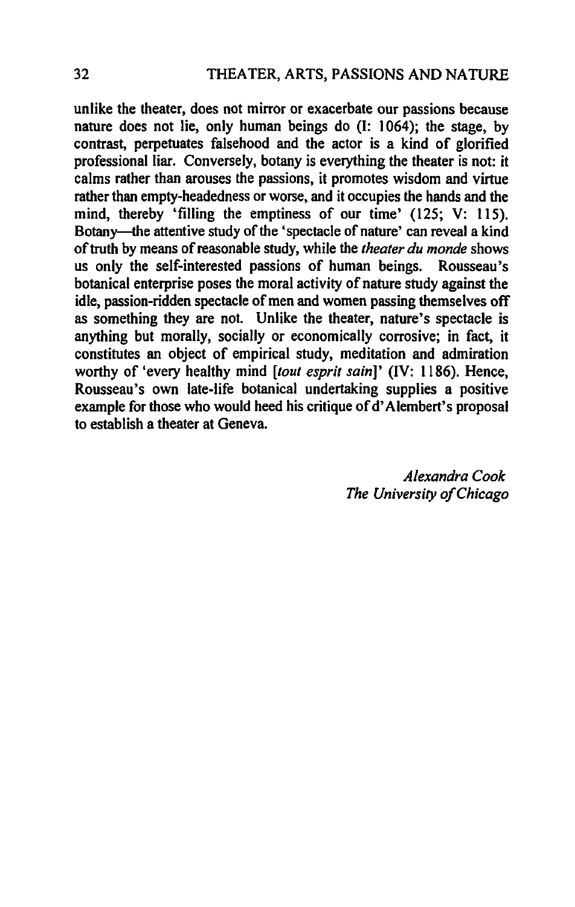unlike the theater, does not mirror or exacerbate our passions because nature does not lie, only human beings do (I: 1064); the stage, by contrast, perpetuates falsehood and the actor is a kind of glorified professional liar. Conversely, botany is everything the theater is not: it calms rather than arouses the passions, it promotes wisdom and virtue rather than empty-headedness or worse, and it occupies the hands and the mind, thereby 'filling the emptiness of our time' (125; V: 115). Botany—the attentive study of the 'spectacle of nature' can reveal a kind of truth by means of reasonable study, while the *theater du monde* shows us only the self-interested passions of human beings. Rousseau's botanical enterprise poses the moral activity of nature study against the idle, passion-ridden spectacle of men and women passing themselves off as something they are not. Unlike the theater, nature's spectacle is anything but morally, socially or economically corrosive; in fact, it constitutes an object of empirical study, meditation and admiration worthy of 'every healthy mind [*tout esprit sain*]' (IV: 1186). Hence, Rousseau's own late-life botanical undertaking supplies a positive example for those who would heed his critique of d'Alembert's proposal to establish a theater at Geneva.

*Alexandra Cook*
*The University of Chicago*